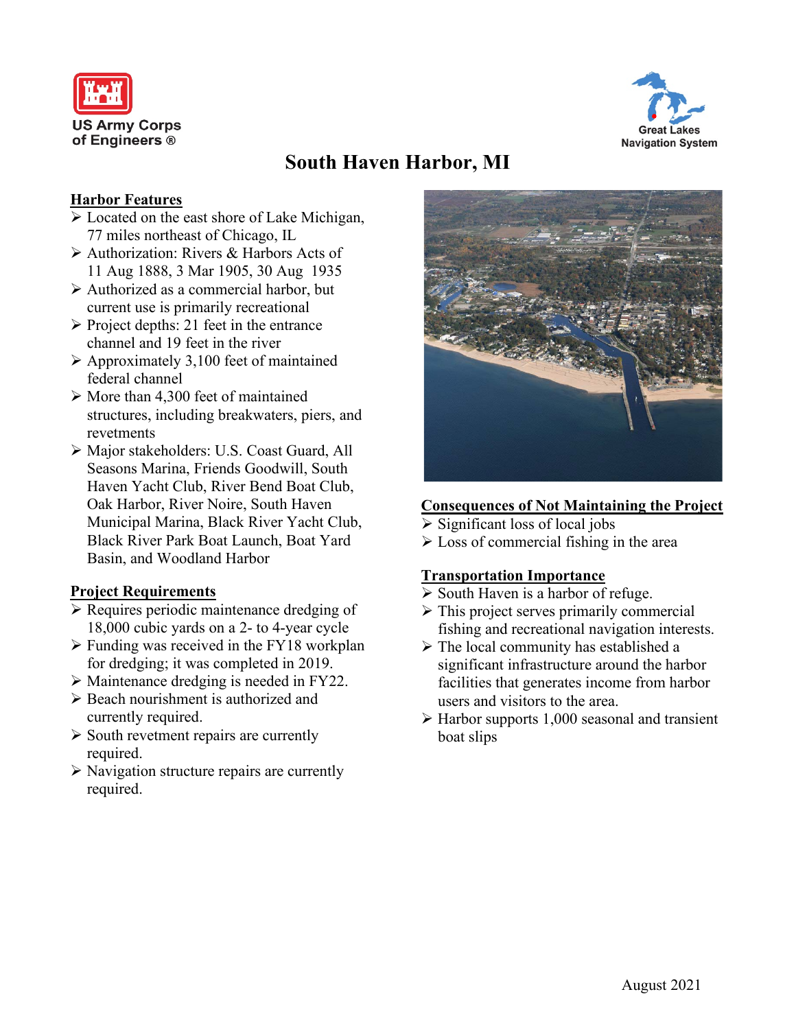US Army Corps of Engineers ®

Great Lakes Navigation System

# South Haven Harbor, MI

## Harbor Features

- Located on the east shore of Lake Michigan, 77 miles northeast of Chicago, IL
- Authorization: Rivers & Harbors Acts of 11 Aug 1888, 3 Mar 1905, 30 Aug 1935
- Authorized as a commercial harbor, but current use is primarily recreational
- Project depths: 21 feet in the entrance channel and 19 feet in the river
- Approximately 3,100 feet of maintained federal channel
- More than 4,300 feet of maintained structures, including breakwaters, piers, and revetments
- Major stakeholders: U.S. Coast Guard, All Seasons Marina, Friends Goodwill, South Haven Yacht Club, River Bend Boat Club, Oak Harbor, River Noire, South Haven Municipal Marina, Black River Yacht Club, Black River Park Boat Launch, Boat Yard Basin, and Woodland Harbor

## Project Requirements

- Requires periodic maintenance dredging of 18,000 cubic yards on a 2- to 4-year cycle
- Funding was received in the FY18 workplan for dredging; it was completed in 2019.
- Maintenance dredging is needed in FY22.
- Beach nourishment is authorized and currently required.
- South revetment repairs are currently required.
- Navigation structure repairs are currently required.

## Consequences of Not Maintaining the Project

- Significant loss of local jobs
- Loss of commercial fishing in the area

## Transportation Importance

- South Haven is a harbor of refuge.
- This project serves primarily commercial fishing and recreational navigation interests.
- The local community has established a significant infrastructure around the harbor facilities that generates income from harbor users and visitors to the area.
- Harbor supports 1,000 seasonal and transient boat slips

August 2021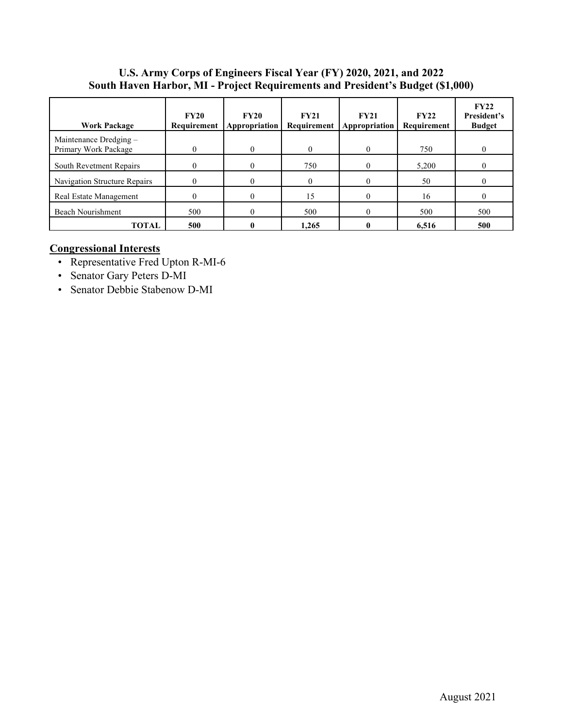**U.S. Army Corps of Engineers Fiscal Year (FY) 2020, 2021, and 2022**
**South Haven Harbor, MI - Project Requirements and President's Budget ($1,000)**

| Work Package | FY20 Requirement | FY20 Appropriation | FY21 Requirement | FY21 Appropriation | FY22 Requirement | FY22 President's Budget |
|---|---|---|---|---|---|---|
| Maintenance Dredging – Primary Work Package | 0 | 0 | 0 | 0 | 750 | 0 |
| South Revetment Repairs | 0 | 0 | 750 | 0 | 5,200 | 0 |
| Navigation Structure Repairs | 0 | 0 | 0 | 0 | 50 | 0 |
| Real Estate Management | 0 | 0 | 15 | 0 | 16 | 0 |
| Beach Nourishment | 500 | 0 | 500 | 0 | 500 | 500 |
| **TOTAL** | **500** | **0** | **1,265** | **0** | **6,516** | **500** |

## Congressional Interests

- Representative Fred Upton R-MI-6
- Senator Gary Peters D-MI
- Senator Debbie Stabenow D-MI

August 2021